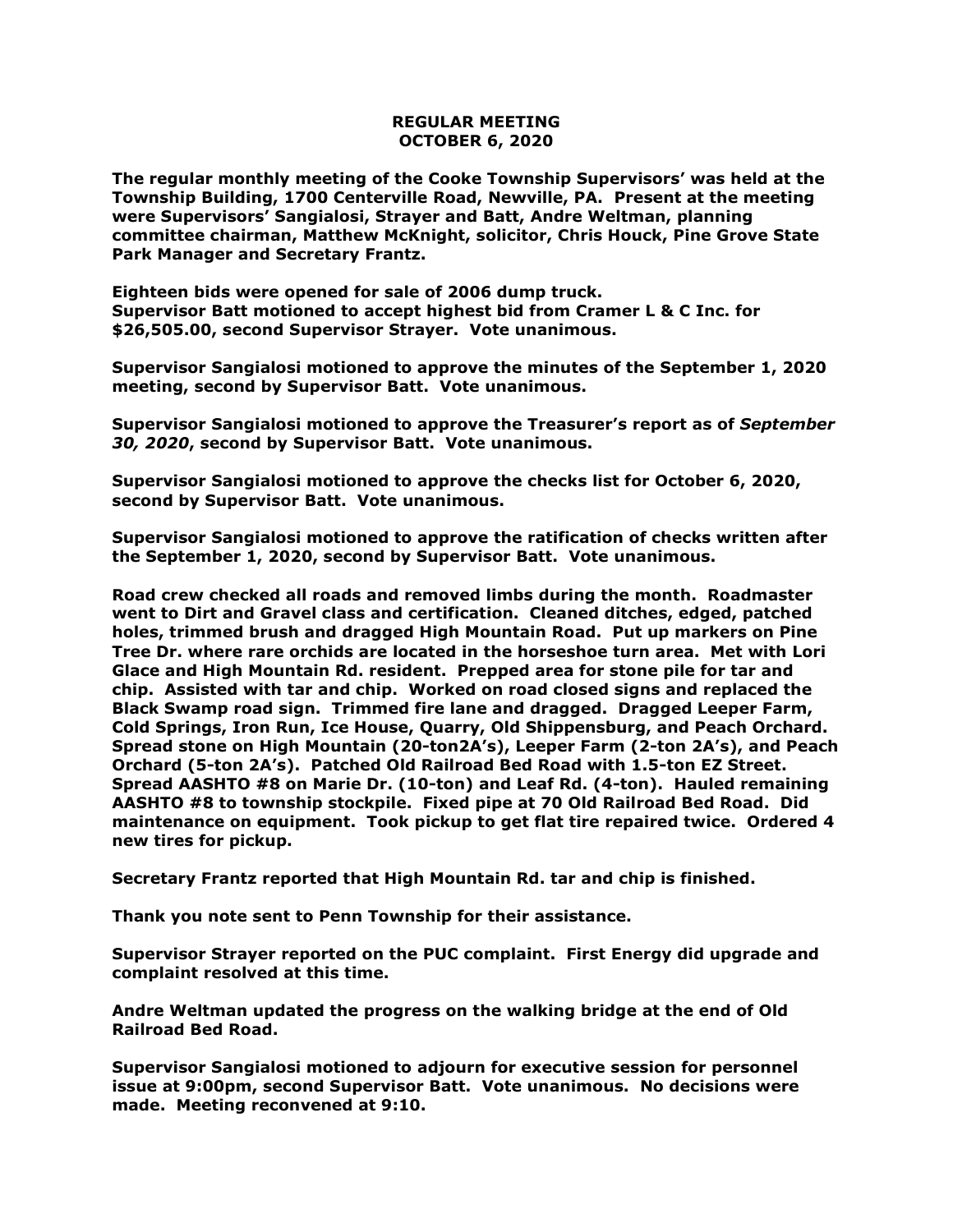# REGULAR MEETING
# OCTOBER 6, 2020

**The regular monthly meeting of the Cooke Township Supervisors' was held at the Township Building, 1700 Centerville Road, Newville, PA. Present at the meeting were Supervisors' Sangialosi, Strayer and Batt, Andre Weltman, planning committee chairman, Matthew McKnight, solicitor, Chris Houck, Pine Grove State Park Manager and Secretary Frantz.**

**Eighteen bids were opened for sale of 2006 dump truck.**
**Supervisor Batt motioned to accept highest bid from Cramer L & C Inc. for $26,505.00, second Supervisor Strayer. Vote unanimous.**

**Supervisor Sangialosi motioned to approve the minutes of the September 1, 2020 meeting, second by Supervisor Batt. Vote unanimous.**

**Supervisor Sangialosi motioned to approve the Treasurer's report as of *September 30, 2020*, second by Supervisor Batt. Vote unanimous.**

**Supervisor Sangialosi motioned to approve the checks list for October 6, 2020, second by Supervisor Batt. Vote unanimous.**

**Supervisor Sangialosi motioned to approve the ratification of checks written after the September 1, 2020, second by Supervisor Batt. Vote unanimous.**

**Road crew checked all roads and removed limbs during the month. Roadmaster went to Dirt and Gravel class and certification. Cleaned ditches, edged, patched holes, trimmed brush and dragged High Mountain Road. Put up markers on Pine Tree Dr. where rare orchids are located in the horseshoe turn area. Met with Lori Glace and High Mountain Rd. resident. Prepped area for stone pile for tar and chip. Assisted with tar and chip. Worked on road closed signs and replaced the Black Swamp road sign. Trimmed fire lane and dragged. Dragged Leeper Farm, Cold Springs, Iron Run, Ice House, Quarry, Old Shippensburg, and Peach Orchard. Spread stone on High Mountain (20-ton2A's), Leeper Farm (2-ton 2A's), and Peach Orchard (5-ton 2A's). Patched Old Railroad Bed Road with 1.5-ton EZ Street. Spread AASHTO #8 on Marie Dr. (10-ton) and Leaf Rd. (4-ton). Hauled remaining AASHTO #8 to township stockpile. Fixed pipe at 70 Old Railroad Bed Road. Did maintenance on equipment. Took pickup to get flat tire repaired twice. Ordered 4 new tires for pickup.**

**Secretary Frantz reported that High Mountain Rd. tar and chip is finished.**

**Thank you note sent to Penn Township for their assistance.**

**Supervisor Strayer reported on the PUC complaint. First Energy did upgrade and complaint resolved at this time.**

**Andre Weltman updated the progress on the walking bridge at the end of Old Railroad Bed Road.**

**Supervisor Sangialosi motioned to adjourn for executive session for personnel issue at 9:00pm, second Supervisor Batt. Vote unanimous. No decisions were made. Meeting reconvened at 9:10.**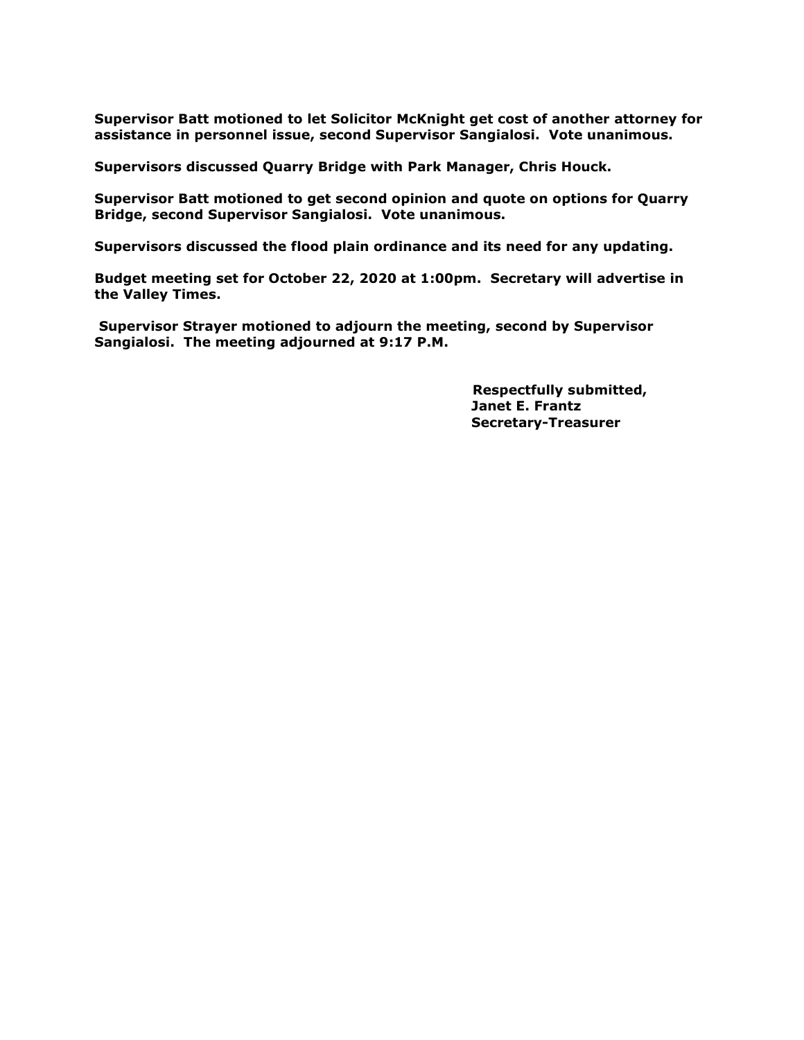**Supervisor Batt motioned to let Solicitor McKnight get cost of another attorney for assistance in personnel issue, second Supervisor Sangialosi. Vote unanimous.**

**Supervisors discussed Quarry Bridge with Park Manager, Chris Houck.**

**Supervisor Batt motioned to get second opinion and quote on options for Quarry Bridge, second Supervisor Sangialosi. Vote unanimous.**

**Supervisors discussed the flood plain ordinance and its need for any updating.**

**Budget meeting set for October 22, 2020 at 1:00pm. Secretary will advertise in the Valley Times.**

**Supervisor Strayer motioned to adjourn the meeting, second by Supervisor Sangialosi. The meeting adjourned at 9:17 P.M.**

**Respectfully submitted,**
**Janet E. Frantz**
**Secretary-Treasurer**